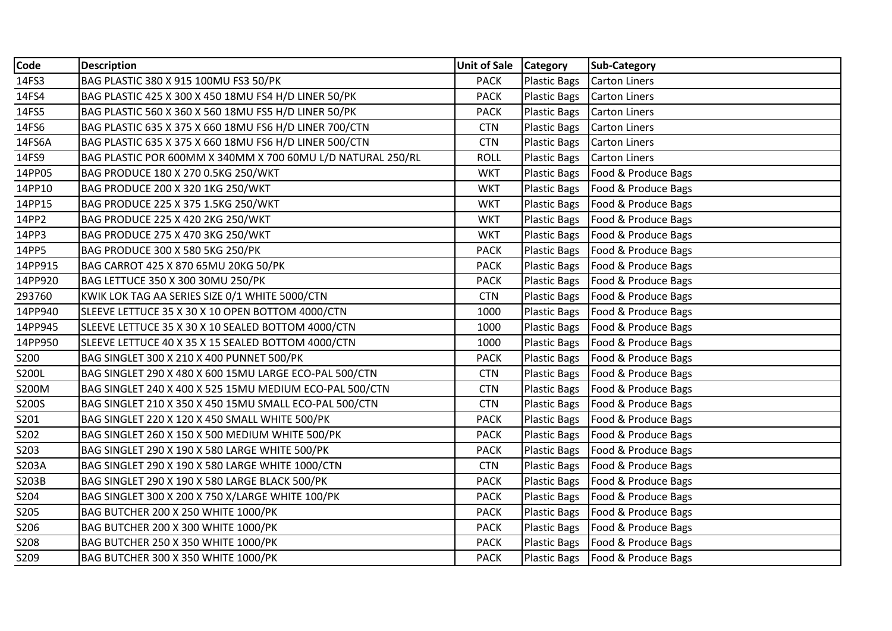| Code | Description | Unit of Sale | Category | Sub-Category |
|---|---|---|---|---|
| 14FS3 | BAG PLASTIC 380 X 915 100MU FS3 50/PK | PACK | Plastic Bags | Carton Liners |
| 14FS4 | BAG PLASTIC 425 X 300 X 450 18MU FS4 H/D LINER 50/PK | PACK | Plastic Bags | Carton Liners |
| 14FS5 | BAG PLASTIC 560 X 360 X 560 18MU FS5 H/D LINER 50/PK | PACK | Plastic Bags | Carton Liners |
| 14FS6 | BAG PLASTIC 635 X 375 X 660 18MU FS6 H/D LINER 700/CTN | CTN | Plastic Bags | Carton Liners |
| 14FS6A | BAG PLASTIC 635 X 375 X 660 18MU FS6 H/D LINER 500/CTN | CTN | Plastic Bags | Carton Liners |
| 14FS9 | BAG PLASTIC POR 600MM X 340MM X 700 60MU L/D NATURAL 250/RL | ROLL | Plastic Bags | Carton Liners |
| 14PP05 | BAG PRODUCE 180 X 270 0.5KG 250/WKT | WKT | Plastic Bags | Food & Produce Bags |
| 14PP10 | BAG PRODUCE 200 X 320 1KG 250/WKT | WKT | Plastic Bags | Food & Produce Bags |
| 14PP15 | BAG PRODUCE 225 X 375 1.5KG 250/WKT | WKT | Plastic Bags | Food & Produce Bags |
| 14PP2 | BAG PRODUCE 225 X 420 2KG 250/WKT | WKT | Plastic Bags | Food & Produce Bags |
| 14PP3 | BAG PRODUCE 275 X 470 3KG 250/WKT | WKT | Plastic Bags | Food & Produce Bags |
| 14PP5 | BAG PRODUCE 300 X 580 5KG 250/PK | PACK | Plastic Bags | Food & Produce Bags |
| 14PP915 | BAG CARROT 425 X 870 65MU 20KG 50/PK | PACK | Plastic Bags | Food & Produce Bags |
| 14PP920 | BAG LETTUCE 350 X 300 30MU 250/PK | PACK | Plastic Bags | Food & Produce Bags |
| 293760 | KWIK LOK TAG AA SERIES SIZE 0/1 WHITE 5000/CTN | CTN | Plastic Bags | Food & Produce Bags |
| 14PP940 | SLEEVE LETTUCE 35 X 30 X 10 OPEN BOTTOM 4000/CTN | 1000 | Plastic Bags | Food & Produce Bags |
| 14PP945 | SLEEVE LETTUCE 35 X 30 X 10 SEALED BOTTOM 4000/CTN | 1000 | Plastic Bags | Food & Produce Bags |
| 14PP950 | SLEEVE LETTUCE 40 X 35 X 15 SEALED BOTTOM 4000/CTN | 1000 | Plastic Bags | Food & Produce Bags |
| S200 | BAG SINGLET 300 X 210 X 400 PUNNET 500/PK | PACK | Plastic Bags | Food & Produce Bags |
| S200L | BAG SINGLET 290 X 480 X 600 15MU LARGE ECO-PAL 500/CTN | CTN | Plastic Bags | Food & Produce Bags |
| S200M | BAG SINGLET 240 X 400 X 525 15MU MEDIUM ECO-PAL 500/CTN | CTN | Plastic Bags | Food & Produce Bags |
| S200S | BAG SINGLET 210 X 350 X 450 15MU SMALL ECO-PAL 500/CTN | CTN | Plastic Bags | Food & Produce Bags |
| S201 | BAG SINGLET 220 X 120 X 450 SMALL WHITE 500/PK | PACK | Plastic Bags | Food & Produce Bags |
| S202 | BAG SINGLET 260 X 150 X 500 MEDIUM WHITE 500/PK | PACK | Plastic Bags | Food & Produce Bags |
| S203 | BAG SINGLET 290 X 190 X 580 LARGE WHITE 500/PK | PACK | Plastic Bags | Food & Produce Bags |
| S203A | BAG SINGLET 290 X 190 X 580 LARGE WHITE 1000/CTN | CTN | Plastic Bags | Food & Produce Bags |
| S203B | BAG SINGLET 290 X 190 X 580 LARGE BLACK 500/PK | PACK | Plastic Bags | Food & Produce Bags |
| S204 | BAG SINGLET 300 X 200 X 750 X/LARGE WHITE 100/PK | PACK | Plastic Bags | Food & Produce Bags |
| S205 | BAG BUTCHER 200 X 250 WHITE 1000/PK | PACK | Plastic Bags | Food & Produce Bags |
| S206 | BAG BUTCHER 200 X 300 WHITE 1000/PK | PACK | Plastic Bags | Food & Produce Bags |
| S208 | BAG BUTCHER 250 X 350 WHITE 1000/PK | PACK | Plastic Bags | Food & Produce Bags |
| S209 | BAG BUTCHER 300 X 350 WHITE 1000/PK | PACK | Plastic Bags | Food & Produce Bags |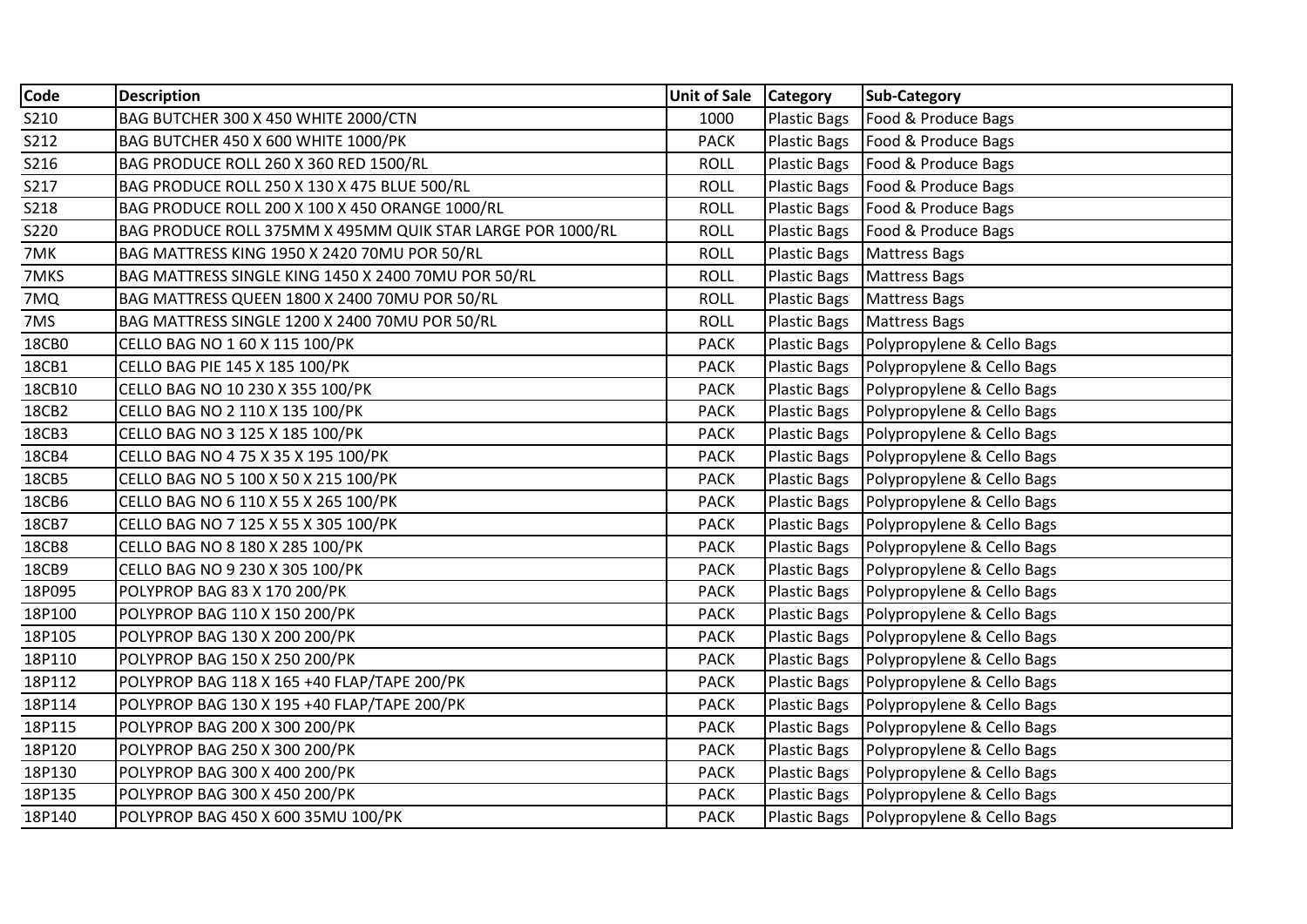| Code | Description | Unit of Sale | Category | Sub-Category |
|---|---|---|---|---|
| S210 | BAG BUTCHER 300 X 450 WHITE 2000/CTN | 1000 | Plastic Bags | Food & Produce Bags |
| S212 | BAG BUTCHER 450 X 600 WHITE 1000/PK | PACK | Plastic Bags | Food & Produce Bags |
| S216 | BAG PRODUCE ROLL 260 X 360 RED 1500/RL | ROLL | Plastic Bags | Food & Produce Bags |
| S217 | BAG PRODUCE ROLL 250 X 130 X 475 BLUE 500/RL | ROLL | Plastic Bags | Food & Produce Bags |
| S218 | BAG PRODUCE ROLL 200 X 100 X 450 ORANGE 1000/RL | ROLL | Plastic Bags | Food & Produce Bags |
| S220 | BAG PRODUCE ROLL 375MM X 495MM QUIK STAR LARGE POR 1000/RL | ROLL | Plastic Bags | Food & Produce Bags |
| 7MK | BAG MATTRESS KING 1950 X 2420 70MU POR 50/RL | ROLL | Plastic Bags | Mattress Bags |
| 7MKS | BAG MATTRESS SINGLE KING 1450 X 2400 70MU POR 50/RL | ROLL | Plastic Bags | Mattress Bags |
| 7MQ | BAG MATTRESS QUEEN 1800 X 2400 70MU POR 50/RL | ROLL | Plastic Bags | Mattress Bags |
| 7MS | BAG MATTRESS SINGLE 1200 X 2400 70MU POR 50/RL | ROLL | Plastic Bags | Mattress Bags |
| 18CB0 | CELLO BAG NO 1 60 X 115 100/PK | PACK | Plastic Bags | Polypropylene & Cello Bags |
| 18CB1 | CELLO BAG PIE 145 X 185 100/PK | PACK | Plastic Bags | Polypropylene & Cello Bags |
| 18CB10 | CELLO BAG NO 10 230 X 355 100/PK | PACK | Plastic Bags | Polypropylene & Cello Bags |
| 18CB2 | CELLO BAG NO 2 110 X 135 100/PK | PACK | Plastic Bags | Polypropylene & Cello Bags |
| 18CB3 | CELLO BAG NO 3 125 X 185 100/PK | PACK | Plastic Bags | Polypropylene & Cello Bags |
| 18CB4 | CELLO BAG NO 4 75 X 35 X 195 100/PK | PACK | Plastic Bags | Polypropylene & Cello Bags |
| 18CB5 | CELLO BAG NO 5 100 X 50 X 215 100/PK | PACK | Plastic Bags | Polypropylene & Cello Bags |
| 18CB6 | CELLO BAG NO 6 110 X 55 X 265 100/PK | PACK | Plastic Bags | Polypropylene & Cello Bags |
| 18CB7 | CELLO BAG NO 7 125 X 55 X 305 100/PK | PACK | Plastic Bags | Polypropylene & Cello Bags |
| 18CB8 | CELLO BAG NO 8 180 X 285 100/PK | PACK | Plastic Bags | Polypropylene & Cello Bags |
| 18CB9 | CELLO BAG NO 9 230 X 305 100/PK | PACK | Plastic Bags | Polypropylene & Cello Bags |
| 18P095 | POLYPROP BAG 83 X 170 200/PK | PACK | Plastic Bags | Polypropylene & Cello Bags |
| 18P100 | POLYPROP BAG 110 X 150 200/PK | PACK | Plastic Bags | Polypropylene & Cello Bags |
| 18P105 | POLYPROP BAG 130 X 200 200/PK | PACK | Plastic Bags | Polypropylene & Cello Bags |
| 18P110 | POLYPROP BAG 150 X 250 200/PK | PACK | Plastic Bags | Polypropylene & Cello Bags |
| 18P112 | POLYPROP BAG 118 X 165 +40 FLAP/TAPE 200/PK | PACK | Plastic Bags | Polypropylene & Cello Bags |
| 18P114 | POLYPROP BAG 130 X 195 +40 FLAP/TAPE 200/PK | PACK | Plastic Bags | Polypropylene & Cello Bags |
| 18P115 | POLYPROP BAG 200 X 300 200/PK | PACK | Plastic Bags | Polypropylene & Cello Bags |
| 18P120 | POLYPROP BAG 250 X 300 200/PK | PACK | Plastic Bags | Polypropylene & Cello Bags |
| 18P130 | POLYPROP BAG 300 X 400 200/PK | PACK | Plastic Bags | Polypropylene & Cello Bags |
| 18P135 | POLYPROP BAG 300 X 450 200/PK | PACK | Plastic Bags | Polypropylene & Cello Bags |
| 18P140 | POLYPROP BAG 450 X 600 35MU 100/PK | PACK | Plastic Bags | Polypropylene & Cello Bags |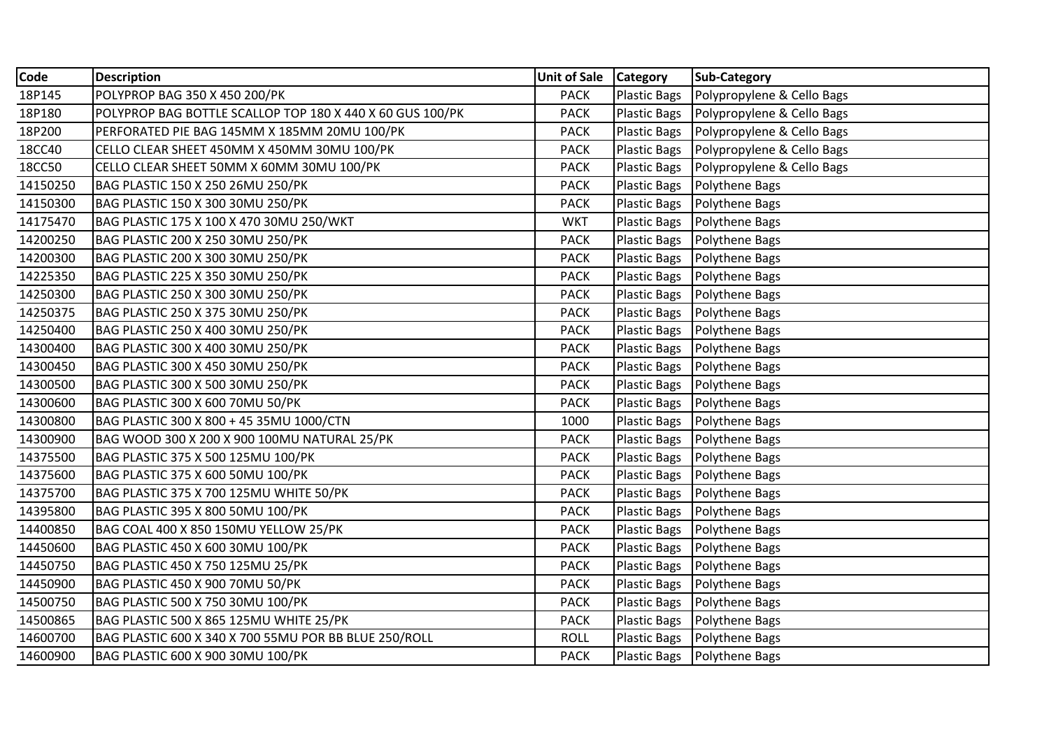| Code | Description | Unit of Sale | Category | Sub-Category |
|---|---|---|---|---|
| 18P145 | POLYPROP BAG 350 X 450 200/PK | PACK | Plastic Bags | Polypropylene & Cello Bags |
| 18P180 | POLYPROP BAG BOTTLE SCALLOP TOP 180 X 440 X 60 GUS 100/PK | PACK | Plastic Bags | Polypropylene & Cello Bags |
| 18P200 | PERFORATED PIE BAG 145MM X 185MM 20MU 100/PK | PACK | Plastic Bags | Polypropylene & Cello Bags |
| 18CC40 | CELLO CLEAR SHEET 450MM X 450MM 30MU 100/PK | PACK | Plastic Bags | Polypropylene & Cello Bags |
| 18CC50 | CELLO CLEAR SHEET 50MM X 60MM 30MU 100/PK | PACK | Plastic Bags | Polypropylene & Cello Bags |
| 14150250 | BAG PLASTIC 150 X 250 26MU 250/PK | PACK | Plastic Bags | Polythene Bags |
| 14150300 | BAG PLASTIC 150 X 300 30MU 250/PK | PACK | Plastic Bags | Polythene Bags |
| 14175470 | BAG PLASTIC 175 X 100 X 470 30MU 250/WKT | WKT | Plastic Bags | Polythene Bags |
| 14200250 | BAG PLASTIC 200 X 250 30MU 250/PK | PACK | Plastic Bags | Polythene Bags |
| 14200300 | BAG PLASTIC 200 X 300 30MU 250/PK | PACK | Plastic Bags | Polythene Bags |
| 14225350 | BAG PLASTIC 225 X 350 30MU 250/PK | PACK | Plastic Bags | Polythene Bags |
| 14250300 | BAG PLASTIC 250 X 300 30MU 250/PK | PACK | Plastic Bags | Polythene Bags |
| 14250375 | BAG PLASTIC 250 X 375 30MU 250/PK | PACK | Plastic Bags | Polythene Bags |
| 14250400 | BAG PLASTIC 250 X 400 30MU 250/PK | PACK | Plastic Bags | Polythene Bags |
| 14300400 | BAG PLASTIC 300 X 400 30MU 250/PK | PACK | Plastic Bags | Polythene Bags |
| 14300450 | BAG PLASTIC 300 X 450 30MU 250/PK | PACK | Plastic Bags | Polythene Bags |
| 14300500 | BAG PLASTIC 300 X 500 30MU 250/PK | PACK | Plastic Bags | Polythene Bags |
| 14300600 | BAG PLASTIC 300 X 600 70MU 50/PK | PACK | Plastic Bags | Polythene Bags |
| 14300800 | BAG PLASTIC 300 X 800 + 45 35MU 1000/CTN | 1000 | Plastic Bags | Polythene Bags |
| 14300900 | BAG WOOD 300 X 200 X 900 100MU NATURAL 25/PK | PACK | Plastic Bags | Polythene Bags |
| 14375500 | BAG PLASTIC 375 X 500 125MU 100/PK | PACK | Plastic Bags | Polythene Bags |
| 14375600 | BAG PLASTIC 375 X 600 50MU 100/PK | PACK | Plastic Bags | Polythene Bags |
| 14375700 | BAG PLASTIC 375 X 700 125MU WHITE 50/PK | PACK | Plastic Bags | Polythene Bags |
| 14395800 | BAG PLASTIC 395 X 800 50MU 100/PK | PACK | Plastic Bags | Polythene Bags |
| 14400850 | BAG COAL 400 X 850 150MU YELLOW 25/PK | PACK | Plastic Bags | Polythene Bags |
| 14450600 | BAG PLASTIC 450 X 600 30MU 100/PK | PACK | Plastic Bags | Polythene Bags |
| 14450750 | BAG PLASTIC 450 X 750 125MU 25/PK | PACK | Plastic Bags | Polythene Bags |
| 14450900 | BAG PLASTIC 450 X 900 70MU 50/PK | PACK | Plastic Bags | Polythene Bags |
| 14500750 | BAG PLASTIC 500 X 750 30MU 100/PK | PACK | Plastic Bags | Polythene Bags |
| 14500865 | BAG PLASTIC 500 X 865 125MU WHITE 25/PK | PACK | Plastic Bags | Polythene Bags |
| 14600700 | BAG PLASTIC 600 X 340 X 700 55MU POR BB BLUE 250/ROLL | ROLL | Plastic Bags | Polythene Bags |
| 14600900 | BAG PLASTIC 600 X 900 30MU 100/PK | PACK | Plastic Bags | Polythene Bags |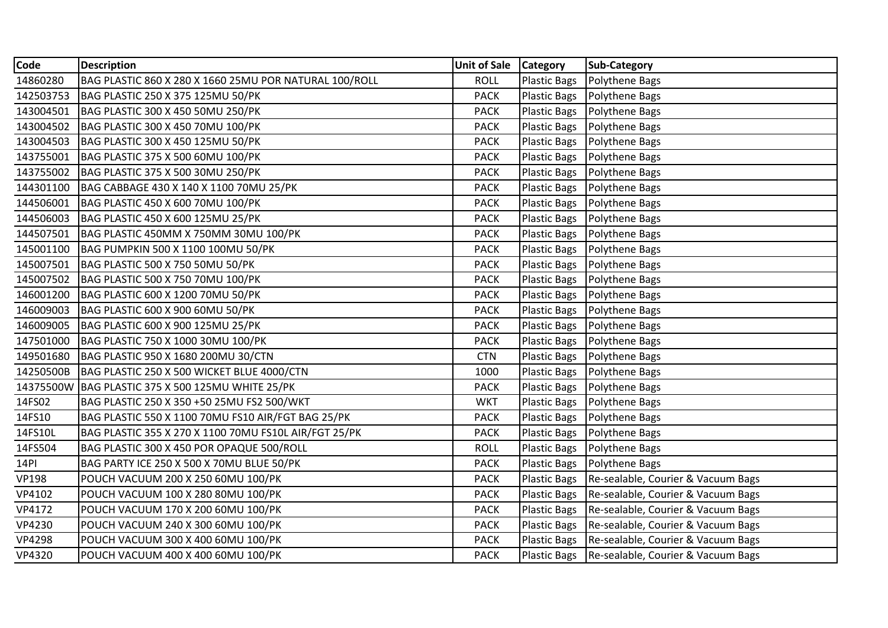| Code | Description | Unit of Sale | Category | Sub-Category |
|---|---|---|---|---|
| 14860280 | BAG PLASTIC 860 X 280 X 1660 25MU POR NATURAL 100/ROLL | ROLL | Plastic Bags | Polythene Bags |
| 142503753 | BAG PLASTIC 250 X 375 125MU 50/PK | PACK | Plastic Bags | Polythene Bags |
| 143004501 | BAG PLASTIC 300 X 450 50MU 250/PK | PACK | Plastic Bags | Polythene Bags |
| 143004502 | BAG PLASTIC 300 X 450 70MU 100/PK | PACK | Plastic Bags | Polythene Bags |
| 143004503 | BAG PLASTIC 300 X 450 125MU 50/PK | PACK | Plastic Bags | Polythene Bags |
| 143755001 | BAG PLASTIC 375 X 500 60MU 100/PK | PACK | Plastic Bags | Polythene Bags |
| 143755002 | BAG PLASTIC 375 X 500 30MU 250/PK | PACK | Plastic Bags | Polythene Bags |
| 144301100 | BAG CABBAGE 430 X 140 X 1100 70MU 25/PK | PACK | Plastic Bags | Polythene Bags |
| 144506001 | BAG PLASTIC 450 X 600 70MU 100/PK | PACK | Plastic Bags | Polythene Bags |
| 144506003 | BAG PLASTIC 450 X 600 125MU 25/PK | PACK | Plastic Bags | Polythene Bags |
| 144507501 | BAG PLASTIC 450MM X 750MM 30MU 100/PK | PACK | Plastic Bags | Polythene Bags |
| 145001100 | BAG PUMPKIN 500 X 1100 100MU 50/PK | PACK | Plastic Bags | Polythene Bags |
| 145007501 | BAG PLASTIC 500 X 750 50MU 50/PK | PACK | Plastic Bags | Polythene Bags |
| 145007502 | BAG PLASTIC 500 X 750 70MU 100/PK | PACK | Plastic Bags | Polythene Bags |
| 146001200 | BAG PLASTIC 600 X 1200 70MU 50/PK | PACK | Plastic Bags | Polythene Bags |
| 146009003 | BAG PLASTIC 600 X 900 60MU 50/PK | PACK | Plastic Bags | Polythene Bags |
| 146009005 | BAG PLASTIC 600 X 900 125MU 25/PK | PACK | Plastic Bags | Polythene Bags |
| 147501000 | BAG PLASTIC 750 X 1000 30MU 100/PK | PACK | Plastic Bags | Polythene Bags |
| 149501680 | BAG PLASTIC 950 X 1680 200MU 30/CTN | CTN | Plastic Bags | Polythene Bags |
| 14250500B | BAG PLASTIC 250 X 500 WICKET BLUE 4000/CTN | 1000 | Plastic Bags | Polythene Bags |
| 14375500W | BAG PLASTIC 375 X 500 125MU WHITE 25/PK | PACK | Plastic Bags | Polythene Bags |
| 14FS02 | BAG PLASTIC 250 X 350 +50 25MU FS2 500/WKT | WKT | Plastic Bags | Polythene Bags |
| 14FS10 | BAG PLASTIC 550 X 1100 70MU FS10 AIR/FGT BAG 25/PK | PACK | Plastic Bags | Polythene Bags |
| 14FS10L | BAG PLASTIC 355 X 270 X 1100 70MU FS10L AIR/FGT 25/PK | PACK | Plastic Bags | Polythene Bags |
| 14FS504 | BAG PLASTIC 300 X 450 POR OPAQUE 500/ROLL | ROLL | Plastic Bags | Polythene Bags |
| 14PI | BAG PARTY ICE 250 X 500 X 70MU BLUE 50/PK | PACK | Plastic Bags | Polythene Bags |
| VP198 | POUCH VACUUM 200 X 250 60MU 100/PK | PACK | Plastic Bags | Re-sealable, Courier & Vacuum Bags |
| VP4102 | POUCH VACUUM 100 X 280 80MU 100/PK | PACK | Plastic Bags | Re-sealable, Courier & Vacuum Bags |
| VP4172 | POUCH VACUUM 170 X 200 60MU 100/PK | PACK | Plastic Bags | Re-sealable, Courier & Vacuum Bags |
| VP4230 | POUCH VACUUM 240 X 300 60MU 100/PK | PACK | Plastic Bags | Re-sealable, Courier & Vacuum Bags |
| VP4298 | POUCH VACUUM 300 X 400 60MU 100/PK | PACK | Plastic Bags | Re-sealable, Courier & Vacuum Bags |
| VP4320 | POUCH VACUUM 400 X 400 60MU 100/PK | PACK | Plastic Bags | Re-sealable, Courier & Vacuum Bags |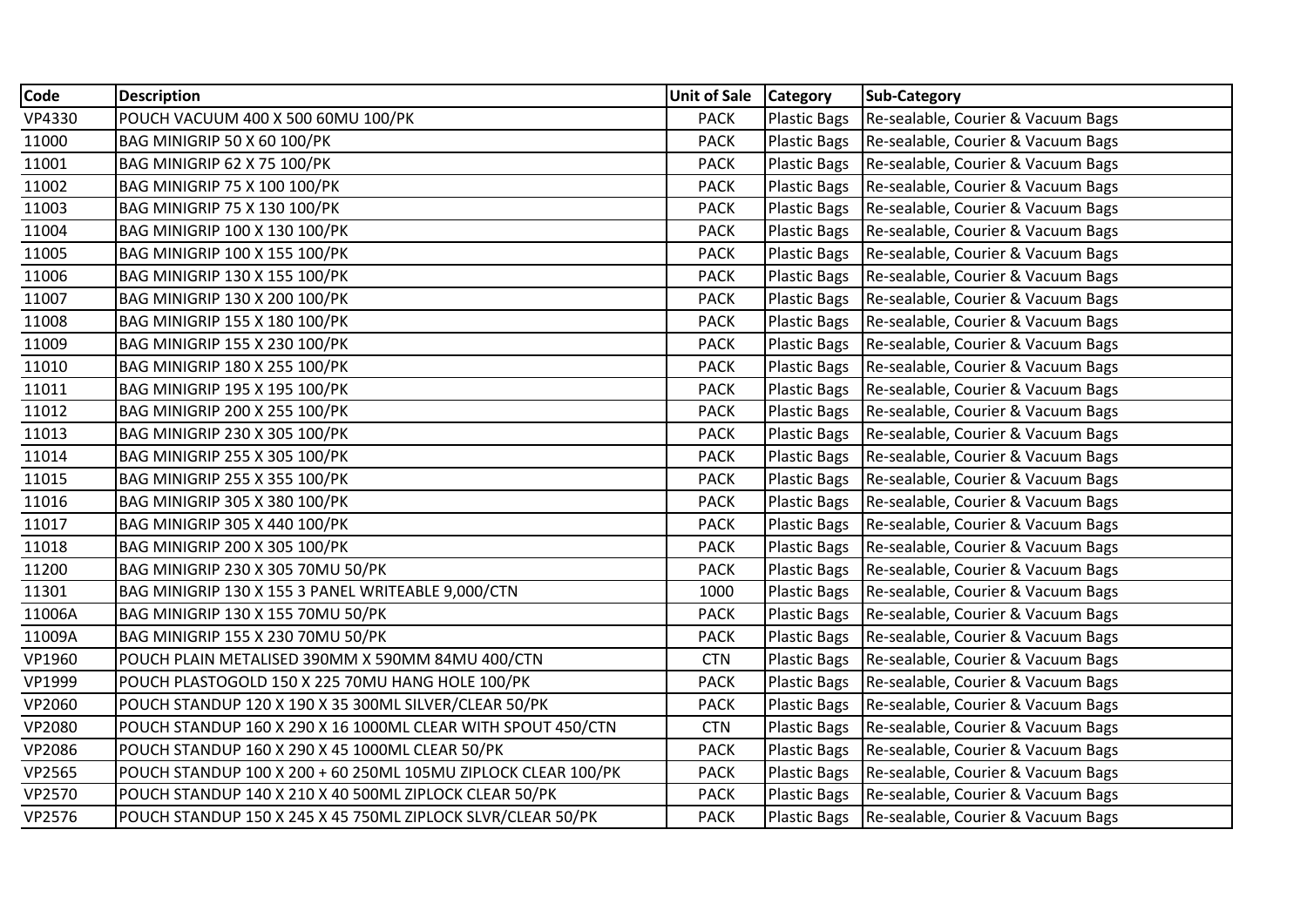| Code | Description | Unit of Sale | Category | Sub-Category |
| --- | --- | --- | --- | --- |
| VP4330 | POUCH VACUUM 400 X 500 60MU 100/PK | PACK | Plastic Bags | Re-sealable, Courier & Vacuum Bags |
| 11000 | BAG MINIGRIP 50 X 60 100/PK | PACK | Plastic Bags | Re-sealable, Courier & Vacuum Bags |
| 11001 | BAG MINIGRIP 62 X 75 100/PK | PACK | Plastic Bags | Re-sealable, Courier & Vacuum Bags |
| 11002 | BAG MINIGRIP 75 X 100 100/PK | PACK | Plastic Bags | Re-sealable, Courier & Vacuum Bags |
| 11003 | BAG MINIGRIP 75 X 130 100/PK | PACK | Plastic Bags | Re-sealable, Courier & Vacuum Bags |
| 11004 | BAG MINIGRIP 100 X 130 100/PK | PACK | Plastic Bags | Re-sealable, Courier & Vacuum Bags |
| 11005 | BAG MINIGRIP 100 X 155 100/PK | PACK | Plastic Bags | Re-sealable, Courier & Vacuum Bags |
| 11006 | BAG MINIGRIP 130 X 155 100/PK | PACK | Plastic Bags | Re-sealable, Courier & Vacuum Bags |
| 11007 | BAG MINIGRIP 130 X 200 100/PK | PACK | Plastic Bags | Re-sealable, Courier & Vacuum Bags |
| 11008 | BAG MINIGRIP 155 X 180 100/PK | PACK | Plastic Bags | Re-sealable, Courier & Vacuum Bags |
| 11009 | BAG MINIGRIP 155 X 230 100/PK | PACK | Plastic Bags | Re-sealable, Courier & Vacuum Bags |
| 11010 | BAG MINIGRIP 180 X 255 100/PK | PACK | Plastic Bags | Re-sealable, Courier & Vacuum Bags |
| 11011 | BAG MINIGRIP 195 X 195 100/PK | PACK | Plastic Bags | Re-sealable, Courier & Vacuum Bags |
| 11012 | BAG MINIGRIP 200 X 255 100/PK | PACK | Plastic Bags | Re-sealable, Courier & Vacuum Bags |
| 11013 | BAG MINIGRIP 230 X 305 100/PK | PACK | Plastic Bags | Re-sealable, Courier & Vacuum Bags |
| 11014 | BAG MINIGRIP 255 X 305 100/PK | PACK | Plastic Bags | Re-sealable, Courier & Vacuum Bags |
| 11015 | BAG MINIGRIP 255 X 355 100/PK | PACK | Plastic Bags | Re-sealable, Courier & Vacuum Bags |
| 11016 | BAG MINIGRIP 305 X 380 100/PK | PACK | Plastic Bags | Re-sealable, Courier & Vacuum Bags |
| 11017 | BAG MINIGRIP 305 X 440 100/PK | PACK | Plastic Bags | Re-sealable, Courier & Vacuum Bags |
| 11018 | BAG MINIGRIP 200 X 305 100/PK | PACK | Plastic Bags | Re-sealable, Courier & Vacuum Bags |
| 11200 | BAG MINIGRIP 230 X 305 70MU 50/PK | PACK | Plastic Bags | Re-sealable, Courier & Vacuum Bags |
| 11301 | BAG MINIGRIP 130 X 155 3 PANEL WRITEABLE 9,000/CTN | 1000 | Plastic Bags | Re-sealable, Courier & Vacuum Bags |
| 11006A | BAG MINIGRIP 130 X 155 70MU 50/PK | PACK | Plastic Bags | Re-sealable, Courier & Vacuum Bags |
| 11009A | BAG MINIGRIP 155 X 230 70MU 50/PK | PACK | Plastic Bags | Re-sealable, Courier & Vacuum Bags |
| VP1960 | POUCH PLAIN METALISED 390MM X 590MM 84MU 400/CTN | CTN | Plastic Bags | Re-sealable, Courier & Vacuum Bags |
| VP1999 | POUCH PLASTOGOLD 150 X 225 70MU HANG HOLE 100/PK | PACK | Plastic Bags | Re-sealable, Courier & Vacuum Bags |
| VP2060 | POUCH STANDUP 120 X 190 X 35 300ML SILVER/CLEAR 50/PK | PACK | Plastic Bags | Re-sealable, Courier & Vacuum Bags |
| VP2080 | POUCH STANDUP 160 X 290 X 16 1000ML CLEAR WITH SPOUT 450/CTN | CTN | Plastic Bags | Re-sealable, Courier & Vacuum Bags |
| VP2086 | POUCH STANDUP 160 X 290 X 45 1000ML CLEAR 50/PK | PACK | Plastic Bags | Re-sealable, Courier & Vacuum Bags |
| VP2565 | POUCH STANDUP 100 X 200 + 60 250ML 105MU ZIPLOCK CLEAR 100/PK | PACK | Plastic Bags | Re-sealable, Courier & Vacuum Bags |
| VP2570 | POUCH STANDUP 140 X 210 X 40 500ML ZIPLOCK CLEAR 50/PK | PACK | Plastic Bags | Re-sealable, Courier & Vacuum Bags |
| VP2576 | POUCH STANDUP 150 X 245 X 45 750ML ZIPLOCK SLVR/CLEAR 50/PK | PACK | Plastic Bags | Re-sealable, Courier & Vacuum Bags |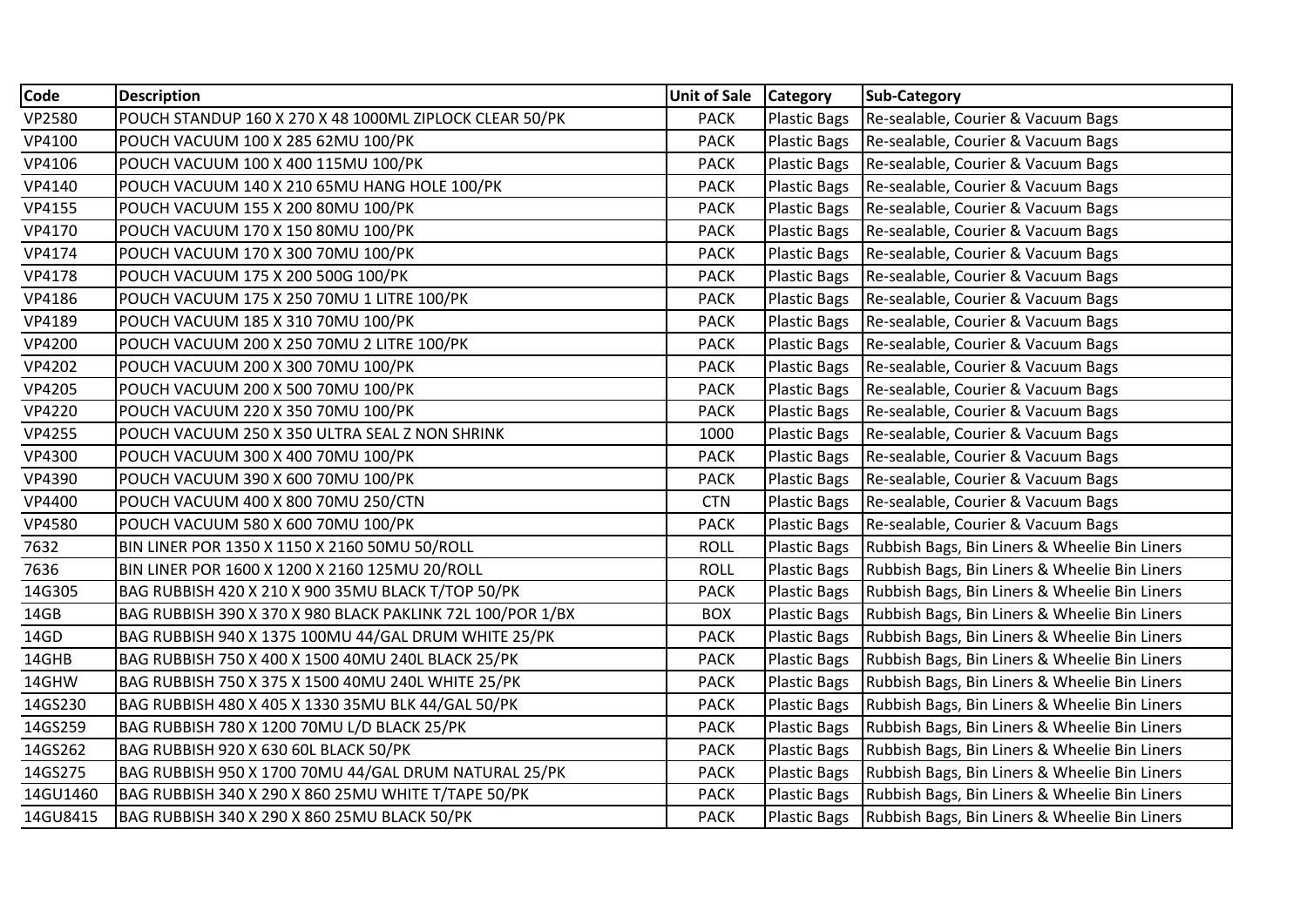| Code | Description | Unit of Sale | Category | Sub-Category |
|---|---|---|---|---|
| VP2580 | POUCH STANDUP 160 X 270 X 48 1000ML ZIPLOCK CLEAR 50/PK | PACK | Plastic Bags | Re-sealable, Courier & Vacuum Bags |
| VP4100 | POUCH VACUUM 100 X 285 62MU 100/PK | PACK | Plastic Bags | Re-sealable, Courier & Vacuum Bags |
| VP4106 | POUCH VACUUM 100 X 400 115MU 100/PK | PACK | Plastic Bags | Re-sealable, Courier & Vacuum Bags |
| VP4140 | POUCH VACUUM 140 X 210 65MU HANG HOLE 100/PK | PACK | Plastic Bags | Re-sealable, Courier & Vacuum Bags |
| VP4155 | POUCH VACUUM 155 X 200 80MU 100/PK | PACK | Plastic Bags | Re-sealable, Courier & Vacuum Bags |
| VP4170 | POUCH VACUUM 170 X 150 80MU 100/PK | PACK | Plastic Bags | Re-sealable, Courier & Vacuum Bags |
| VP4174 | POUCH VACUUM 170 X 300 70MU 100/PK | PACK | Plastic Bags | Re-sealable, Courier & Vacuum Bags |
| VP4178 | POUCH VACUUM 175 X 200 500G 100/PK | PACK | Plastic Bags | Re-sealable, Courier & Vacuum Bags |
| VP4186 | POUCH VACUUM 175 X 250 70MU 1 LITRE 100/PK | PACK | Plastic Bags | Re-sealable, Courier & Vacuum Bags |
| VP4189 | POUCH VACUUM 185 X 310 70MU 100/PK | PACK | Plastic Bags | Re-sealable, Courier & Vacuum Bags |
| VP4200 | POUCH VACUUM 200 X 250 70MU 2 LITRE 100/PK | PACK | Plastic Bags | Re-sealable, Courier & Vacuum Bags |
| VP4202 | POUCH VACUUM 200 X 300 70MU 100/PK | PACK | Plastic Bags | Re-sealable, Courier & Vacuum Bags |
| VP4205 | POUCH VACUUM 200 X 500 70MU 100/PK | PACK | Plastic Bags | Re-sealable, Courier & Vacuum Bags |
| VP4220 | POUCH VACUUM 220 X 350 70MU 100/PK | PACK | Plastic Bags | Re-sealable, Courier & Vacuum Bags |
| VP4255 | POUCH VACUUM 250 X 350 ULTRA SEAL Z NON SHRINK | 1000 | Plastic Bags | Re-sealable, Courier & Vacuum Bags |
| VP4300 | POUCH VACUUM 300 X 400 70MU 100/PK | PACK | Plastic Bags | Re-sealable, Courier & Vacuum Bags |
| VP4390 | POUCH VACUUM 390 X 600 70MU 100/PK | PACK | Plastic Bags | Re-sealable, Courier & Vacuum Bags |
| VP4400 | POUCH VACUUM 400 X 800 70MU 250/CTN | CTN | Plastic Bags | Re-sealable, Courier & Vacuum Bags |
| VP4580 | POUCH VACUUM 580 X 600 70MU 100/PK | PACK | Plastic Bags | Re-sealable, Courier & Vacuum Bags |
| 7632 | BIN LINER POR 1350 X 1150 X 2160 50MU 50/ROLL | ROLL | Plastic Bags | Rubbish Bags, Bin Liners & Wheelie Bin Liners |
| 7636 | BIN LINER POR 1600 X 1200 X 2160 125MU 20/ROLL | ROLL | Plastic Bags | Rubbish Bags, Bin Liners & Wheelie Bin Liners |
| 14G305 | BAG RUBBISH 420 X 210 X 900 35MU BLACK T/TOP 50/PK | PACK | Plastic Bags | Rubbish Bags, Bin Liners & Wheelie Bin Liners |
| 14GB | BAG RUBBISH 390 X 370 X 980 BLACK PAKLINK 72L 100/POR 1/BX | BOX | Plastic Bags | Rubbish Bags, Bin Liners & Wheelie Bin Liners |
| 14GD | BAG RUBBISH 940 X 1375 100MU 44/GAL DRUM WHITE 25/PK | PACK | Plastic Bags | Rubbish Bags, Bin Liners & Wheelie Bin Liners |
| 14GHB | BAG RUBBISH 750 X 400 X 1500 40MU 240L BLACK 25/PK | PACK | Plastic Bags | Rubbish Bags, Bin Liners & Wheelie Bin Liners |
| 14GHW | BAG RUBBISH 750 X 375 X 1500 40MU 240L WHITE 25/PK | PACK | Plastic Bags | Rubbish Bags, Bin Liners & Wheelie Bin Liners |
| 14GS230 | BAG RUBBISH 480 X 405 X 1330 35MU BLK 44/GAL 50/PK | PACK | Plastic Bags | Rubbish Bags, Bin Liners & Wheelie Bin Liners |
| 14GS259 | BAG RUBBISH 780 X 1200 70MU L/D BLACK 25/PK | PACK | Plastic Bags | Rubbish Bags, Bin Liners & Wheelie Bin Liners |
| 14GS262 | BAG RUBBISH 920 X 630 60L BLACK 50/PK | PACK | Plastic Bags | Rubbish Bags, Bin Liners & Wheelie Bin Liners |
| 14GS275 | BAG RUBBISH 950 X 1700 70MU 44/GAL DRUM NATURAL 25/PK | PACK | Plastic Bags | Rubbish Bags, Bin Liners & Wheelie Bin Liners |
| 14GU1460 | BAG RUBBISH 340 X 290 X 860 25MU WHITE T/TAPE 50/PK | PACK | Plastic Bags | Rubbish Bags, Bin Liners & Wheelie Bin Liners |
| 14GU8415 | BAG RUBBISH 340 X 290 X 860 25MU BLACK 50/PK | PACK | Plastic Bags | Rubbish Bags, Bin Liners & Wheelie Bin Liners |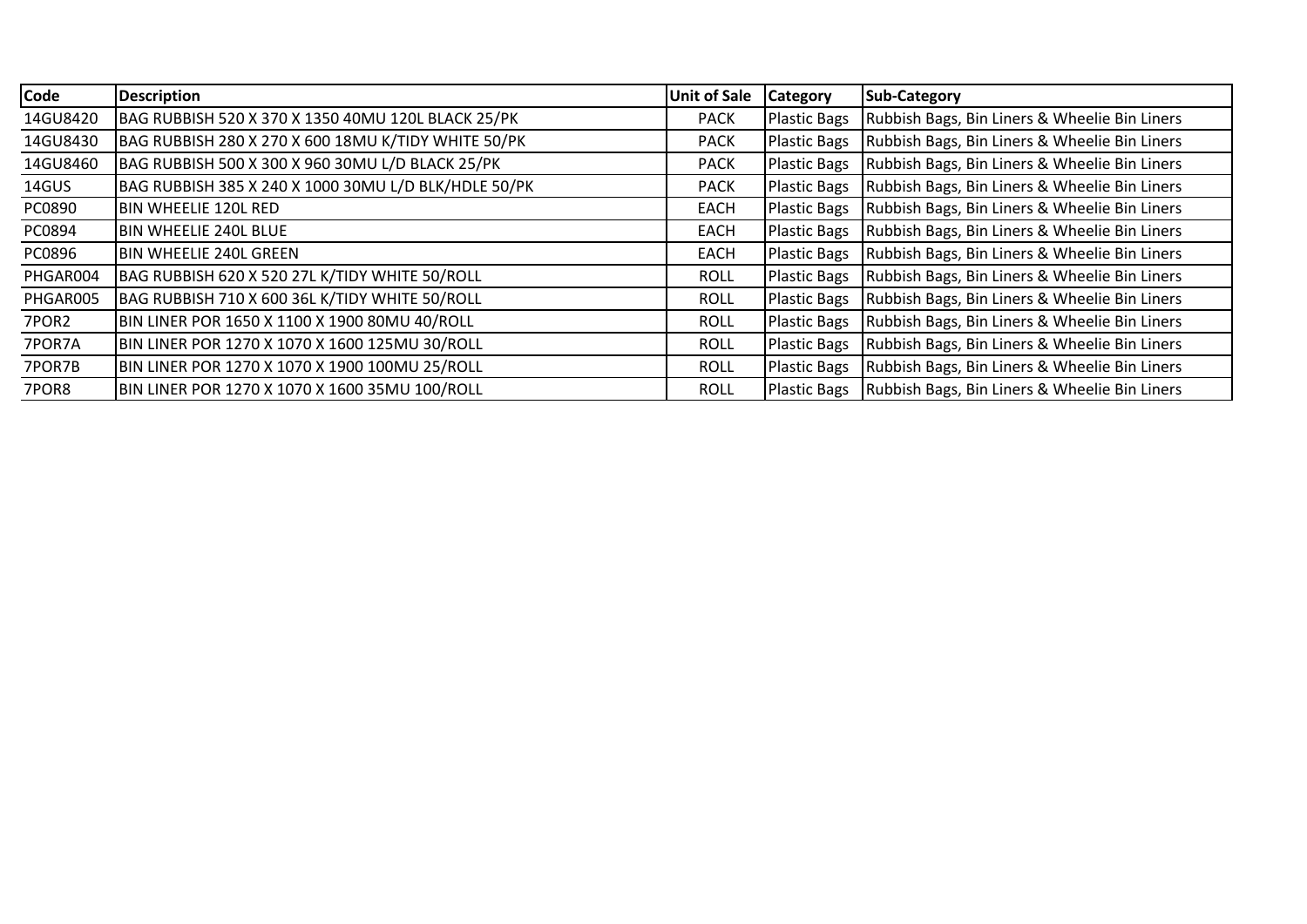| Code | Description | Unit of Sale | Category | Sub-Category |
|---|---|---|---|---|
| 14GU8420 | BAG RUBBISH 520 X 370 X 1350 40MU 120L BLACK 25/PK | PACK | Plastic Bags | Rubbish Bags, Bin Liners & Wheelie Bin Liners |
| 14GU8430 | BAG RUBBISH 280 X 270 X 600 18MU K/TIDY WHITE 50/PK | PACK | Plastic Bags | Rubbish Bags, Bin Liners & Wheelie Bin Liners |
| 14GU8460 | BAG RUBBISH 500 X 300 X 960 30MU L/D BLACK 25/PK | PACK | Plastic Bags | Rubbish Bags, Bin Liners & Wheelie Bin Liners |
| 14GUS | BAG RUBBISH 385 X 240 X 1000 30MU L/D BLK/HDLE 50/PK | PACK | Plastic Bags | Rubbish Bags, Bin Liners & Wheelie Bin Liners |
| PC0890 | BIN WHEELIE 120L RED | EACH | Plastic Bags | Rubbish Bags, Bin Liners & Wheelie Bin Liners |
| PC0894 | BIN WHEELIE 240L BLUE | EACH | Plastic Bags | Rubbish Bags, Bin Liners & Wheelie Bin Liners |
| PC0896 | BIN WHEELIE 240L GREEN | EACH | Plastic Bags | Rubbish Bags, Bin Liners & Wheelie Bin Liners |
| PHGAR004 | BAG RUBBISH 620 X 520 27L K/TIDY WHITE 50/ROLL | ROLL | Plastic Bags | Rubbish Bags, Bin Liners & Wheelie Bin Liners |
| PHGAR005 | BAG RUBBISH 710 X 600 36L K/TIDY WHITE 50/ROLL | ROLL | Plastic Bags | Rubbish Bags, Bin Liners & Wheelie Bin Liners |
| 7POR2 | BIN LINER POR 1650 X 1100 X 1900 80MU 40/ROLL | ROLL | Plastic Bags | Rubbish Bags, Bin Liners & Wheelie Bin Liners |
| 7POR7A | BIN LINER POR 1270 X 1070 X 1600 125MU 30/ROLL | ROLL | Plastic Bags | Rubbish Bags, Bin Liners & Wheelie Bin Liners |
| 7POR7B | BIN LINER POR 1270 X 1070 X 1900 100MU 25/ROLL | ROLL | Plastic Bags | Rubbish Bags, Bin Liners & Wheelie Bin Liners |
| 7POR8 | BIN LINER POR 1270 X 1070 X 1600 35MU 100/ROLL | ROLL | Plastic Bags | Rubbish Bags, Bin Liners & Wheelie Bin Liners |